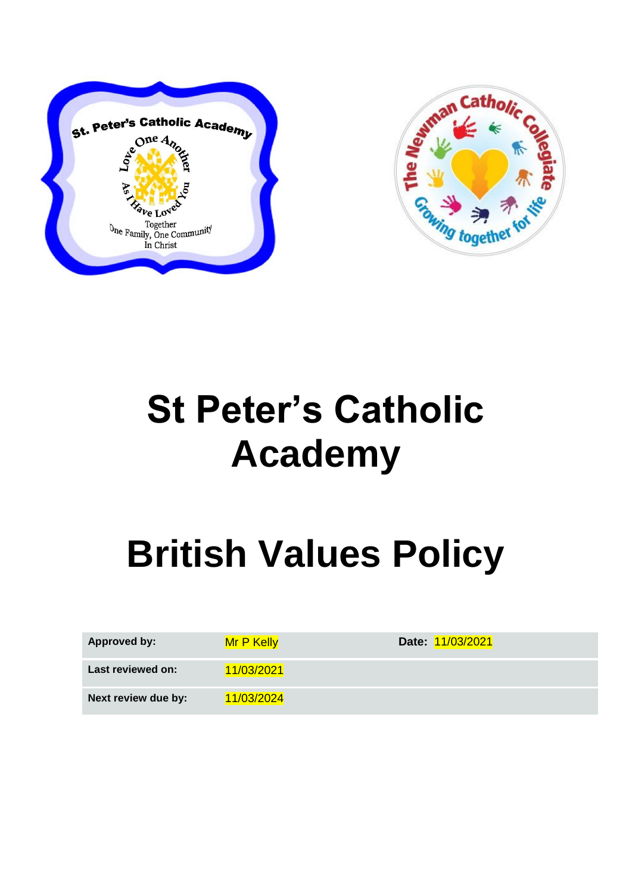# St Peter's Catholic Academy

# British Values Policy

| Approved by: | Mr P Kelly | Date: 11/03/2021 |
| --- | --- | --- |
| Last reviewed on: | 11/03/2021 | |
| Next review due by: | 11/03/2024 | |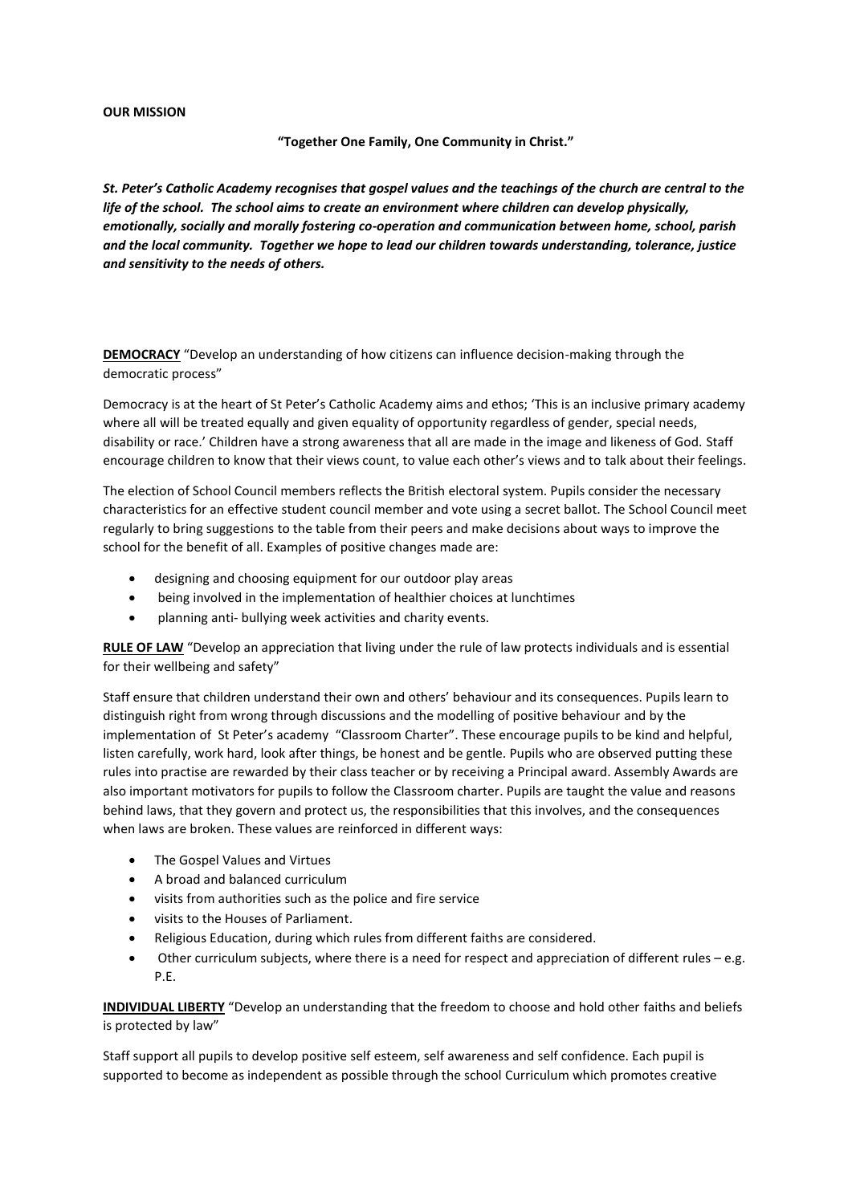**OUR MISSION**

**"Together One Family, One Community in Christ."**

***St. Peter's Catholic Academy recognises that gospel values and the teachings of the church are central to the life of the school. The school aims to create an environment where children can develop physically, emotionally, socially and morally fostering co-operation and communication between home, school, parish and the local community. Together we hope to lead our children towards understanding, tolerance, justice and sensitivity to the needs of others.***

**DEMOCRACY** "Develop an understanding of how citizens can influence decision-making through the democratic process"

Democracy is at the heart of St Peter's Catholic Academy aims and ethos; 'This is an inclusive primary academy where all will be treated equally and given equality of opportunity regardless of gender, special needs, disability or race.' Children have a strong awareness that all are made in the image and likeness of God. Staff encourage children to know that their views count, to value each other's views and to talk about their feelings.

The election of School Council members reflects the British electoral system. Pupils consider the necessary characteristics for an effective student council member and vote using a secret ballot. The School Council meet regularly to bring suggestions to the table from their peers and make decisions about ways to improve the school for the benefit of all. Examples of positive changes made are:

- designing and choosing equipment for our outdoor play areas
- being involved in the implementation of healthier choices at lunchtimes
- planning anti- bullying week activities and charity events.

**RULE OF LAW** "Develop an appreciation that living under the rule of law protects individuals and is essential for their wellbeing and safety"

Staff ensure that children understand their own and others' behaviour and its consequences. Pupils learn to distinguish right from wrong through discussions and the modelling of positive behaviour and by the implementation of St Peter's academy "Classroom Charter". These encourage pupils to be kind and helpful, listen carefully, work hard, look after things, be honest and be gentle. Pupils who are observed putting these rules into practise are rewarded by their class teacher or by receiving a Principal award. Assembly Awards are also important motivators for pupils to follow the Classroom charter. Pupils are taught the value and reasons behind laws, that they govern and protect us, the responsibilities that this involves, and the consequences when laws are broken. These values are reinforced in different ways:

- The Gospel Values and Virtues
- A broad and balanced curriculum
- visits from authorities such as the police and fire service
- visits to the Houses of Parliament.
- Religious Education, during which rules from different faiths are considered.
- Other curriculum subjects, where there is a need for respect and appreciation of different rules – e.g. P.E.

**INDIVIDUAL LIBERTY** "Develop an understanding that the freedom to choose and hold other faiths and beliefs is protected by law"

Staff support all pupils to develop positive self esteem, self awareness and self confidence. Each pupil is supported to become as independent as possible through the school Curriculum which promotes creative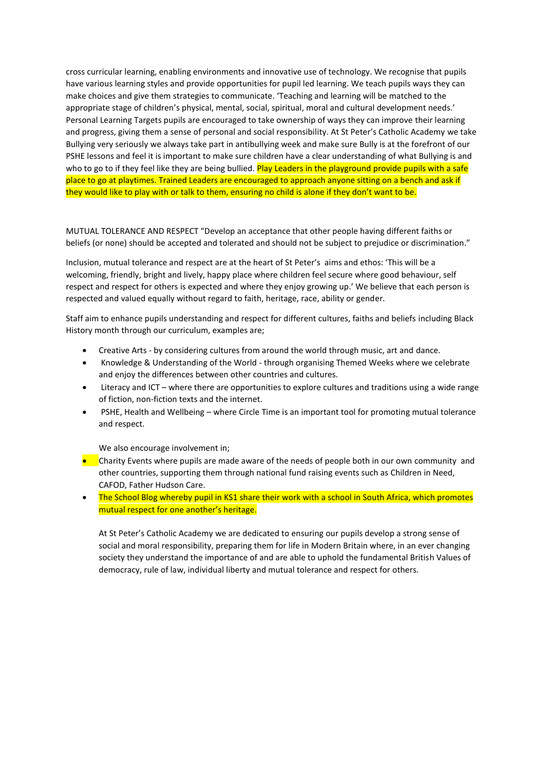cross curricular learning, enabling environments and innovative use of technology. We recognise that pupils have various learning styles and provide opportunities for pupil led learning. We teach pupils ways they can make choices and give them strategies to communicate. 'Teaching and learning will be matched to the appropriate stage of children's physical, mental, social, spiritual, moral and cultural development needs.' Personal Learning Targets pupils are encouraged to take ownership of ways they can improve their learning and progress, giving them a sense of personal and social responsibility. At St Peter's Catholic Academy we take Bullying very seriously we always take part in antibullying week and make sure Bully is at the forefront of our PSHE lessons and feel it is important to make sure children have a clear understanding of what Bullying is and who to go to if they feel like they are being bullied. Play Leaders in the playground provide pupils with a safe place to go at playtimes. Trained Leaders are encouraged to approach anyone sitting on a bench and ask if they would like to play with or talk to them, ensuring no child is alone if they don't want to be.

MUTUAL TOLERANCE AND RESPECT "Develop an acceptance that other people having different faiths or beliefs (or none) should be accepted and tolerated and should not be subject to prejudice or discrimination."

Inclusion, mutual tolerance and respect are at the heart of St Peter's aims and ethos: 'This will be a welcoming, friendly, bright and lively, happy place where children feel secure where good behaviour, self respect and respect for others is expected and where they enjoy growing up.' We believe that each person is respected and valued equally without regard to faith, heritage, race, ability or gender.

Staff aim to enhance pupils understanding and respect for different cultures, faiths and beliefs including Black History month through our curriculum, examples are;

- Creative Arts - by considering cultures from around the world through music, art and dance.
- Knowledge & Understanding of the World - through organising Themed Weeks where we celebrate and enjoy the differences between other countries and cultures.
- Literacy and ICT – where there are opportunities to explore cultures and traditions using a wide range of fiction, non-fiction texts and the internet.
- PSHE, Health and Wellbeing – where Circle Time is an important tool for promoting mutual tolerance and respect.

We also encourage involvement in;

- Charity Events where pupils are made aware of the needs of people both in our own community and other countries, supporting them through national fund raising events such as Children in Need, CAFOD, Father Hudson Care.
- The School Blog whereby pupil in KS1 share their work with a school in South Africa, which promotes mutual respect for one another's heritage.

At St Peter's Catholic Academy we are dedicated to ensuring our pupils develop a strong sense of social and moral responsibility, preparing them for life in Modern Britain where, in an ever changing society they understand the importance of and are able to uphold the fundamental British Values of democracy, rule of law, individual liberty and mutual tolerance and respect for others.